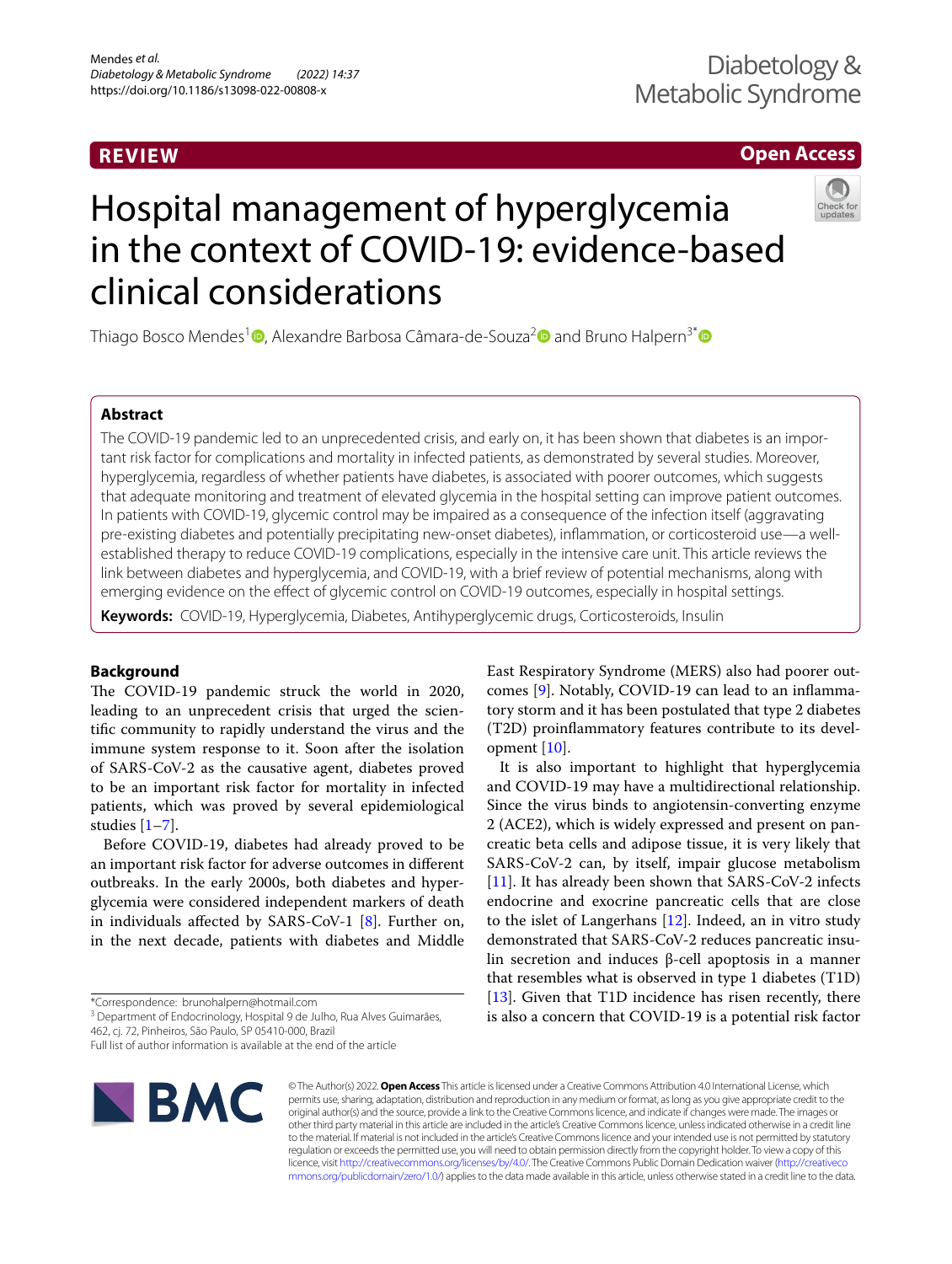REVIEW

Open Access

# Hospital management of hyperglycemia in the context of COVID-19: evidence-based clinical considerations

Thiago Bosco Mendes[1], Alexandre Barbosa Câmara-de-Souza[2] and Bruno Halpern[3*]

## Abstract

The COVID-19 pandemic led to an unprecedented crisis, and early on, it has been shown that diabetes is an important risk factor for complications and mortality in infected patients, as demonstrated by several studies. Moreover, hyperglycemia, regardless of whether patients have diabetes, is associated with poorer outcomes, which suggests that adequate monitoring and treatment of elevated glycemia in the hospital setting can improve patient outcomes. In patients with COVID-19, glycemic control may be impaired as a consequence of the infection itself (aggravating pre-existing diabetes and potentially precipitating new-onset diabetes), inflammation, or corticosteroid use—a well-established therapy to reduce COVID-19 complications, especially in the intensive care unit. This article reviews the link between diabetes and hyperglycemia, and COVID-19, with a brief review of potential mechanisms, along with emerging evidence on the effect of glycemic control on COVID-19 outcomes, especially in hospital settings.

**Keywords:** COVID-19, Hyperglycemia, Diabetes, Antihyperglycemic drugs, Corticosteroids, Insulin

## Background

The COVID-19 pandemic struck the world in 2020, leading to an unprecedent crisis that urged the scientific community to rapidly understand the virus and the immune system response to it. Soon after the isolation of SARS-CoV-2 as the causative agent, diabetes proved to be an important risk factor for mortality in infected patients, which was proved by several epidemiological studies [1–7].

Before COVID-19, diabetes had already proved to be an important risk factor for adverse outcomes in different outbreaks. In the early 2000s, both diabetes and hyperglycemia were considered independent markers of death in individuals affected by SARS-CoV-1 [8]. Further on, in the next decade, patients with diabetes and Middle East Respiratory Syndrome (MERS) also had poorer outcomes [9]. Notably, COVID-19 can lead to an inflammatory storm and it has been postulated that type 2 diabetes (T2D) proinflammatory features contribute to its development [10].

It is also important to highlight that hyperglycemia and COVID-19 may have a multidirectional relationship. Since the virus binds to angiotensin-converting enzyme 2 (ACE2), which is widely expressed and present on pancreatic beta cells and adipose tissue, it is very likely that SARS-CoV-2 can, by itself, impair glucose metabolism [11]. It has already been shown that SARS-CoV-2 infects endocrine and exocrine pancreatic cells that are close to the islet of Langerhans [12]. Indeed, an in vitro study demonstrated that SARS-CoV-2 reduces pancreatic insulin secretion and induces β-cell apoptosis in a manner that resembles what is observed in type 1 diabetes (T1D) [13]. Given that T1D incidence has risen recently, there is also a concern that COVID-19 is a potential risk factor

*Correspondence: brunohalpern@hotmail.com
[3] Department of Endocrinology, Hospital 9 de Julho, Rua Alves Guimarães, 462, cj. 72, Pinheiros, São Paulo, SP 05410-000, Brazil
Full list of author information is available at the end of the article

© The Author(s) 2022. **Open Access** This article is licensed under a Creative Commons Attribution 4.0 International License, which permits use, sharing, adaptation, distribution and reproduction in any medium or format, as long as you give appropriate credit to the original author(s) and the source, provide a link to the Creative Commons licence, and indicate if changes were made. The images or other third party material in this article are included in the article's Creative Commons licence, unless indicated otherwise in a credit line to the material. If material is not included in the article's Creative Commons licence and your intended use is not permitted by statutory regulation or exceeds the permitted use, you will need to obtain permission directly from the copyright holder. To view a copy of this licence, visit http://creativecommons.org/licenses/by/4.0/. The Creative Commons Public Domain Dedication waiver (http://creativecommons.org/publicdomain/zero/1.0/) applies to the data made available in this article, unless otherwise stated in a credit line to the data.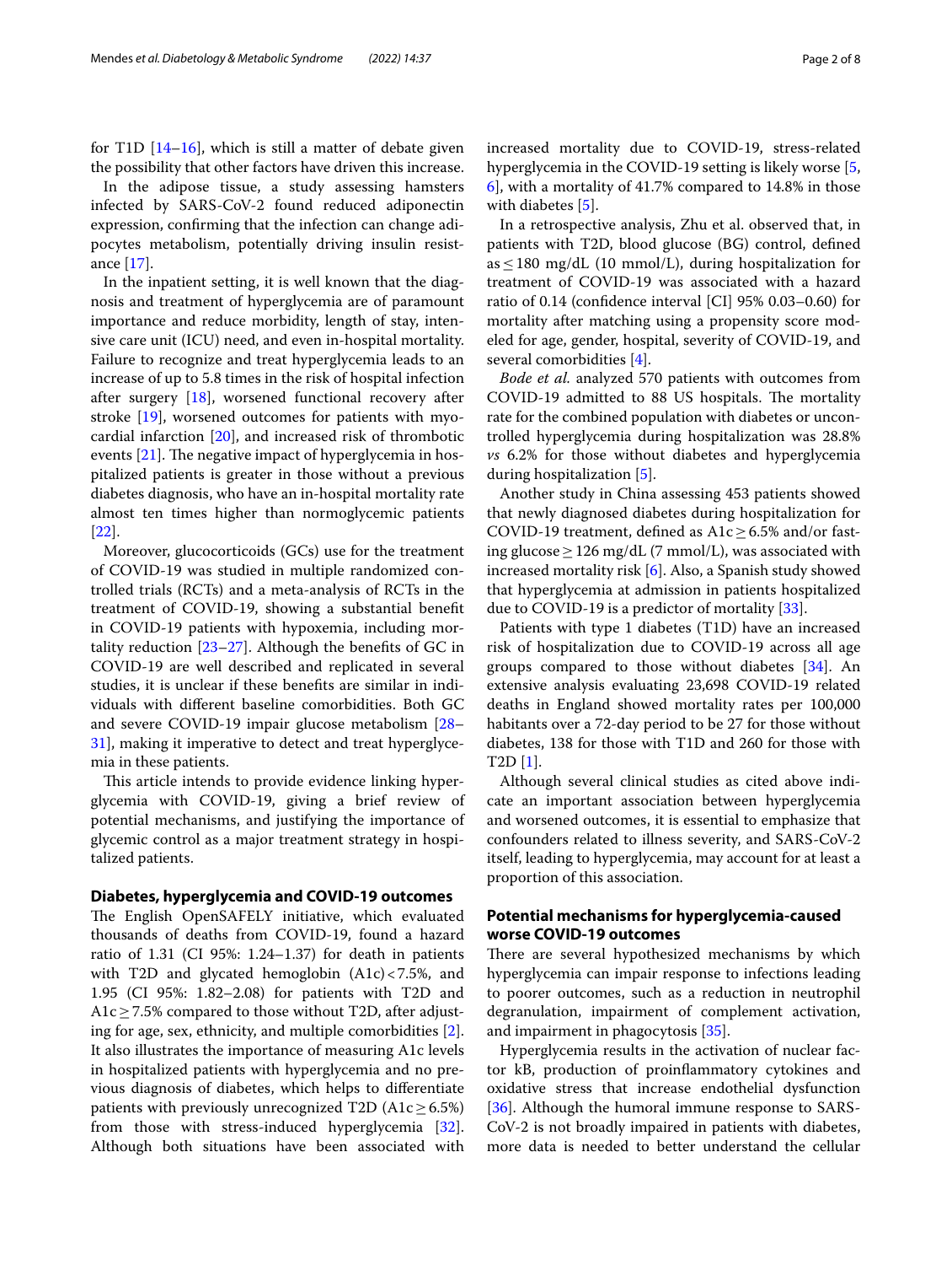for T1D [14–16], which is still a matter of debate given the possibility that other factors have driven this increase.

In the adipose tissue, a study assessing hamsters infected by SARS-CoV-2 found reduced adiponectin expression, confirming that the infection can change adipocytes metabolism, potentially driving insulin resistance [17].

In the inpatient setting, it is well known that the diagnosis and treatment of hyperglycemia are of paramount importance and reduce morbidity, length of stay, intensive care unit (ICU) need, and even in-hospital mortality. Failure to recognize and treat hyperglycemia leads to an increase of up to 5.8 times in the risk of hospital infection after surgery [18], worsened functional recovery after stroke [19], worsened outcomes for patients with myocardial infarction [20], and increased risk of thrombotic events [21]. The negative impact of hyperglycemia in hospitalized patients is greater in those without a previous diabetes diagnosis, who have an in-hospital mortality rate almost ten times higher than normoglycemic patients [22].

Moreover, glucocorticoids (GCs) use for the treatment of COVID-19 was studied in multiple randomized controlled trials (RCTs) and a meta-analysis of RCTs in the treatment of COVID-19, showing a substantial benefit in COVID-19 patients with hypoxemia, including mortality reduction [23–27]. Although the benefits of GC in COVID-19 are well described and replicated in several studies, it is unclear if these benefits are similar in individuals with different baseline comorbidities. Both GC and severe COVID-19 impair glucose metabolism [28–31], making it imperative to detect and treat hyperglycemia in these patients.

This article intends to provide evidence linking hyperglycemia with COVID-19, giving a brief review of potential mechanisms, and justifying the importance of glycemic control as a major treatment strategy in hospitalized patients.

## Diabetes, hyperglycemia and COVID-19 outcomes

The English OpenSAFELY initiative, which evaluated thousands of deaths from COVID-19, found a hazard ratio of 1.31 (CI 95%: 1.24–1.37) for death in patients with T2D and glycated hemoglobin (A1c) < 7.5%, and 1.95 (CI 95%: 1.82–2.08) for patients with T2D and A1c ≥ 7.5% compared to those without T2D, after adjusting for age, sex, ethnicity, and multiple comorbidities [2]. It also illustrates the importance of measuring A1c levels in hospitalized patients with hyperglycemia and no previous diagnosis of diabetes, which helps to differentiate patients with previously unrecognized T2D (A1c ≥ 6.5%) from those with stress-induced hyperglycemia [32]. Although both situations have been associated with increased mortality due to COVID-19, stress-related hyperglycemia in the COVID-19 setting is likely worse [5, 6], with a mortality of 41.7% compared to 14.8% in those with diabetes [5].

In a retrospective analysis, Zhu et al. observed that, in patients with T2D, blood glucose (BG) control, defined as ≤ 180 mg/dL (10 mmol/L), during hospitalization for treatment of COVID-19 was associated with a hazard ratio of 0.14 (confidence interval [CI] 95% 0.03–0.60) for mortality after matching using a propensity score modeled for age, gender, hospital, severity of COVID-19, and several comorbidities [4].

*Bode et al.* analyzed 570 patients with outcomes from COVID-19 admitted to 88 US hospitals. The mortality rate for the combined population with diabetes or uncontrolled hyperglycemia during hospitalization was 28.8% *vs* 6.2% for those without diabetes and hyperglycemia during hospitalization [5].

Another study in China assessing 453 patients showed that newly diagnosed diabetes during hospitalization for COVID-19 treatment, defined as A1c ≥ 6.5% and/or fasting glucose ≥ 126 mg/dL (7 mmol/L), was associated with increased mortality risk [6]. Also, a Spanish study showed that hyperglycemia at admission in patients hospitalized due to COVID-19 is a predictor of mortality [33].

Patients with type 1 diabetes (T1D) have an increased risk of hospitalization due to COVID-19 across all age groups compared to those without diabetes [34]. An extensive analysis evaluating 23,698 COVID-19 related deaths in England showed mortality rates per 100,000 habitants over a 72-day period to be 27 for those without diabetes, 138 for those with T1D and 260 for those with T2D [1].

Although several clinical studies as cited above indicate an important association between hyperglycemia and worsened outcomes, it is essential to emphasize that confounders related to illness severity, and SARS-CoV-2 itself, leading to hyperglycemia, may account for at least a proportion of this association.

## Potential mechanisms for hyperglycemia-caused worse COVID-19 outcomes

There are several hypothesized mechanisms by which hyperglycemia can impair response to infections leading to poorer outcomes, such as a reduction in neutrophil degranulation, impairment of complement activation, and impairment in phagocytosis [35].

Hyperglycemia results in the activation of nuclear factor kB, production of proinflammatory cytokines and oxidative stress that increase endothelial dysfunction [36]. Although the humoral immune response to SARS-CoV-2 is not broadly impaired in patients with diabetes, more data is needed to better understand the cellular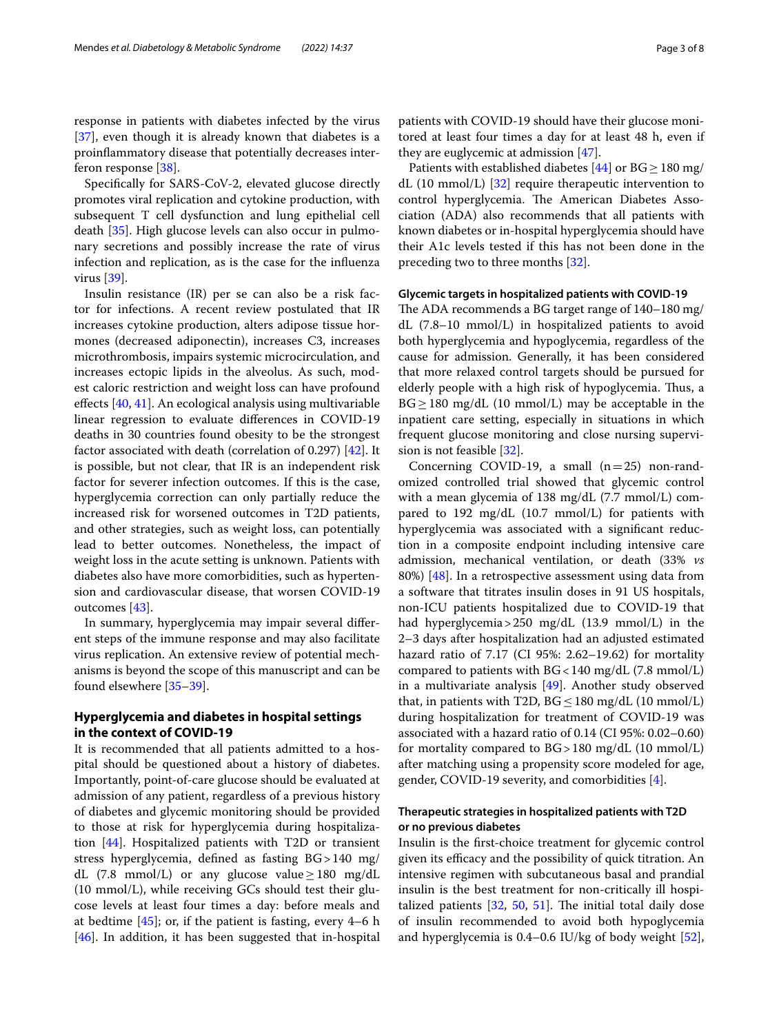response in patients with diabetes infected by the virus [37], even though it is already known that diabetes is a proinflammatory disease that potentially decreases interferon response [38].

Specifically for SARS-CoV-2, elevated glucose directly promotes viral replication and cytokine production, with subsequent T cell dysfunction and lung epithelial cell death [35]. High glucose levels can also occur in pulmonary secretions and possibly increase the rate of virus infection and replication, as is the case for the influenza virus [39].

Insulin resistance (IR) per se can also be a risk factor for infections. A recent review postulated that IR increases cytokine production, alters adipose tissue hormones (decreased adiponectin), increases C3, increases microthrombosis, impairs systemic microcirculation, and increases ectopic lipids in the alveolus. As such, modest caloric restriction and weight loss can have profound effects [40, 41]. An ecological analysis using multivariable linear regression to evaluate differences in COVID-19 deaths in 30 countries found obesity to be the strongest factor associated with death (correlation of 0.297) [42]. It is possible, but not clear, that IR is an independent risk factor for severer infection outcomes. If this is the case, hyperglycemia correction can only partially reduce the increased risk for worsened outcomes in T2D patients, and other strategies, such as weight loss, can potentially lead to better outcomes. Nonetheless, the impact of weight loss in the acute setting is unknown. Patients with diabetes also have more comorbidities, such as hypertension and cardiovascular disease, that worsen COVID-19 outcomes [43].

In summary, hyperglycemia may impair several different steps of the immune response and may also facilitate virus replication. An extensive review of potential mechanisms is beyond the scope of this manuscript and can be found elsewhere [35–39].

## Hyperglycemia and diabetes in hospital settings in the context of COVID-19

It is recommended that all patients admitted to a hospital should be questioned about a history of diabetes. Importantly, point-of-care glucose should be evaluated at admission of any patient, regardless of a previous history of diabetes and glycemic monitoring should be provided to those at risk for hyperglycemia during hospitalization [44]. Hospitalized patients with T2D or transient stress hyperglycemia, defined as fasting BG > 140 mg/dL (7.8 mmol/L) or any glucose value ≥ 180 mg/dL (10 mmol/L), while receiving GCs should test their glucose levels at least four times a day: before meals and at bedtime [45]; or, if the patient is fasting, every 4–6 h [46]. In addition, it has been suggested that in-hospital patients with COVID-19 should have their glucose monitored at least four times a day for at least 48 h, even if they are euglycemic at admission [47].

Patients with established diabetes [44] or BG ≥ 180 mg/dL (10 mmol/L) [32] require therapeutic intervention to control hyperglycemia. The American Diabetes Association (ADA) also recommends that all patients with known diabetes or in-hospital hyperglycemia should have their A1c levels tested if this has not been done in the preceding two to three months [32].

### Glycemic targets in hospitalized patients with COVID-19

The ADA recommends a BG target range of 140–180 mg/dL (7.8–10 mmol/L) in hospitalized patients to avoid both hyperglycemia and hypoglycemia, regardless of the cause for admission. Generally, it has been considered that more relaxed control targets should be pursued for elderly people with a high risk of hypoglycemia. Thus, a BG ≥ 180 mg/dL (10 mmol/L) may be acceptable in the inpatient care setting, especially in situations in which frequent glucose monitoring and close nursing supervision is not feasible [32].

Concerning COVID-19, a small (n = 25) non-randomized controlled trial showed that glycemic control with a mean glycemia of 138 mg/dL (7.7 mmol/L) compared to 192 mg/dL (10.7 mmol/L) for patients with hyperglycemia was associated with a significant reduction in a composite endpoint including intensive care admission, mechanical ventilation, or death (33% *vs* 80%) [48]. In a retrospective assessment using data from a software that titrates insulin doses in 91 US hospitals, non-ICU patients hospitalized due to COVID-19 that had hyperglycemia > 250 mg/dL (13.9 mmol/L) in the 2–3 days after hospitalization had an adjusted estimated hazard ratio of 7.17 (CI 95%: 2.62–19.62) for mortality compared to patients with BG < 140 mg/dL (7.8 mmol/L) in a multivariate analysis [49]. Another study observed that, in patients with T2D, BG ≤ 180 mg/dL (10 mmol/L) during hospitalization for treatment of COVID-19 was associated with a hazard ratio of 0.14 (CI 95%: 0.02–0.60) for mortality compared to BG > 180 mg/dL (10 mmol/L) after matching using a propensity score modeled for age, gender, COVID-19 severity, and comorbidities [4].

### Therapeutic strategies in hospitalized patients with T2D or no previous diabetes

Insulin is the first-choice treatment for glycemic control given its efficacy and the possibility of quick titration. An intensive regimen with subcutaneous basal and prandial insulin is the best treatment for non-critically ill hospitalized patients [32, 50, 51]. The initial total daily dose of insulin recommended to avoid both hypoglycemia and hyperglycemia is 0.4–0.6 IU/kg of body weight [52],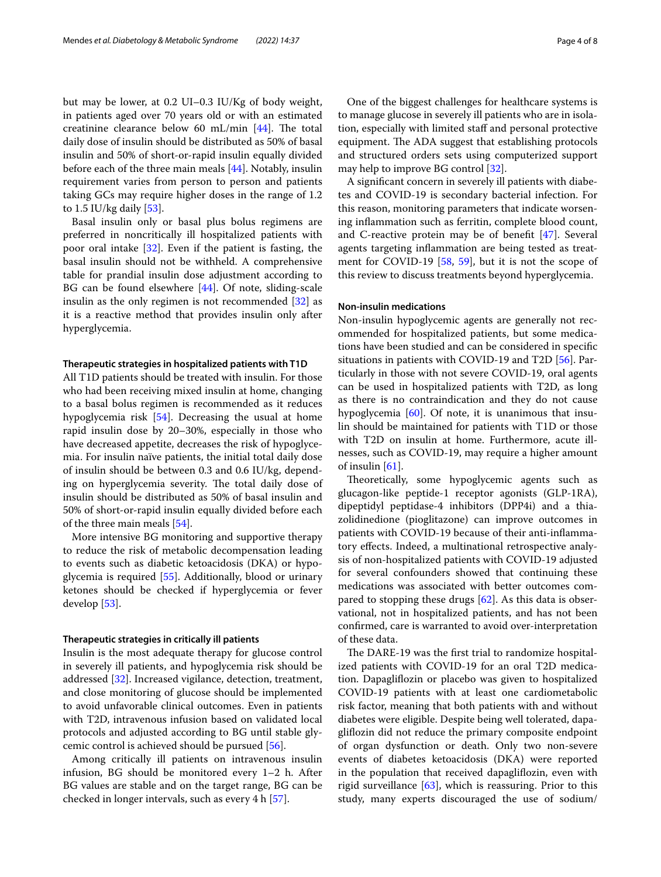but may be lower, at 0.2 UI–0.3 IU/Kg of body weight, in patients aged over 70 years old or with an estimated creatinine clearance below 60 mL/min [44]. The total daily dose of insulin should be distributed as 50% of basal insulin and 50% of short-or-rapid insulin equally divided before each of the three main meals [44]. Notably, insulin requirement varies from person to person and patients taking GCs may require higher doses in the range of 1.2 to 1.5 IU/kg daily [53].

Basal insulin only or basal plus bolus regimens are preferred in noncritically ill hospitalized patients with poor oral intake [32]. Even if the patient is fasting, the basal insulin should not be withheld. A comprehensive table for prandial insulin dose adjustment according to BG can be found elsewhere [44]. Of note, sliding-scale insulin as the only regimen is not recommended [32] as it is a reactive method that provides insulin only after hyperglycemia.

#### Therapeutic strategies in hospitalized patients with T1D

All T1D patients should be treated with insulin. For those who had been receiving mixed insulin at home, changing to a basal bolus regimen is recommended as it reduces hypoglycemia risk [54]. Decreasing the usual at home rapid insulin dose by 20–30%, especially in those who have decreased appetite, decreases the risk of hypoglycemia. For insulin naïve patients, the initial total daily dose of insulin should be between 0.3 and 0.6 IU/kg, depending on hyperglycemia severity. The total daily dose of insulin should be distributed as 50% of basal insulin and 50% of short-or-rapid insulin equally divided before each of the three main meals [54].

More intensive BG monitoring and supportive therapy to reduce the risk of metabolic decompensation leading to events such as diabetic ketoacidosis (DKA) or hypoglycemia is required [55]. Additionally, blood or urinary ketones should be checked if hyperglycemia or fever develop [53].

#### Therapeutic strategies in critically ill patients

Insulin is the most adequate therapy for glucose control in severely ill patients, and hypoglycemia risk should be addressed [32]. Increased vigilance, detection, treatment, and close monitoring of glucose should be implemented to avoid unfavorable clinical outcomes. Even in patients with T2D, intravenous infusion based on validated local protocols and adjusted according to BG until stable glycemic control is achieved should be pursued [56].

Among critically ill patients on intravenous insulin infusion, BG should be monitored every 1–2 h. After BG values are stable and on the target range, BG can be checked in longer intervals, such as every 4 h [57].

One of the biggest challenges for healthcare systems is to manage glucose in severely ill patients who are in isolation, especially with limited staff and personal protective equipment. The ADA suggest that establishing protocols and structured orders sets using computerized support may help to improve BG control [32].

A significant concern in severely ill patients with diabetes and COVID-19 is secondary bacterial infection. For this reason, monitoring parameters that indicate worsening inflammation such as ferritin, complete blood count, and C-reactive protein may be of benefit [47]. Several agents targeting inflammation are being tested as treatment for COVID-19 [58, 59], but it is not the scope of this review to discuss treatments beyond hyperglycemia.

#### Non-insulin medications

Non-insulin hypoglycemic agents are generally not recommended for hospitalized patients, but some medications have been studied and can be considered in specific situations in patients with COVID-19 and T2D [56]. Particularly in those with not severe COVID-19, oral agents can be used in hospitalized patients with T2D, as long as there is no contraindication and they do not cause hypoglycemia [60]. Of note, it is unanimous that insulin should be maintained for patients with T1D or those with T2D on insulin at home. Furthermore, acute illnesses, such as COVID-19, may require a higher amount of insulin [61].

Theoretically, some hypoglycemic agents such as glucagon-like peptide-1 receptor agonists (GLP-1RA), dipeptidyl peptidase-4 inhibitors (DPP4i) and a thiazolidinedione (pioglitazone) can improve outcomes in patients with COVID-19 because of their anti-inflammatory effects. Indeed, a multinational retrospective analysis of non-hospitalized patients with COVID-19 adjusted for several confounders showed that continuing these medications was associated with better outcomes compared to stopping these drugs [62]. As this data is observational, not in hospitalized patients, and has not been confirmed, care is warranted to avoid over-interpretation of these data.

The DARE-19 was the first trial to randomize hospitalized patients with COVID-19 for an oral T2D medication. Dapagliflozin or placebo was given to hospitalized COVID-19 patients with at least one cardiometabolic risk factor, meaning that both patients with and without diabetes were eligible. Despite being well tolerated, dapagliflozin did not reduce the primary composite endpoint of organ dysfunction or death. Only two non-severe events of diabetes ketoacidosis (DKA) were reported in the population that received dapagliflozin, even with rigid surveillance [63], which is reassuring. Prior to this study, many experts discouraged the use of sodium/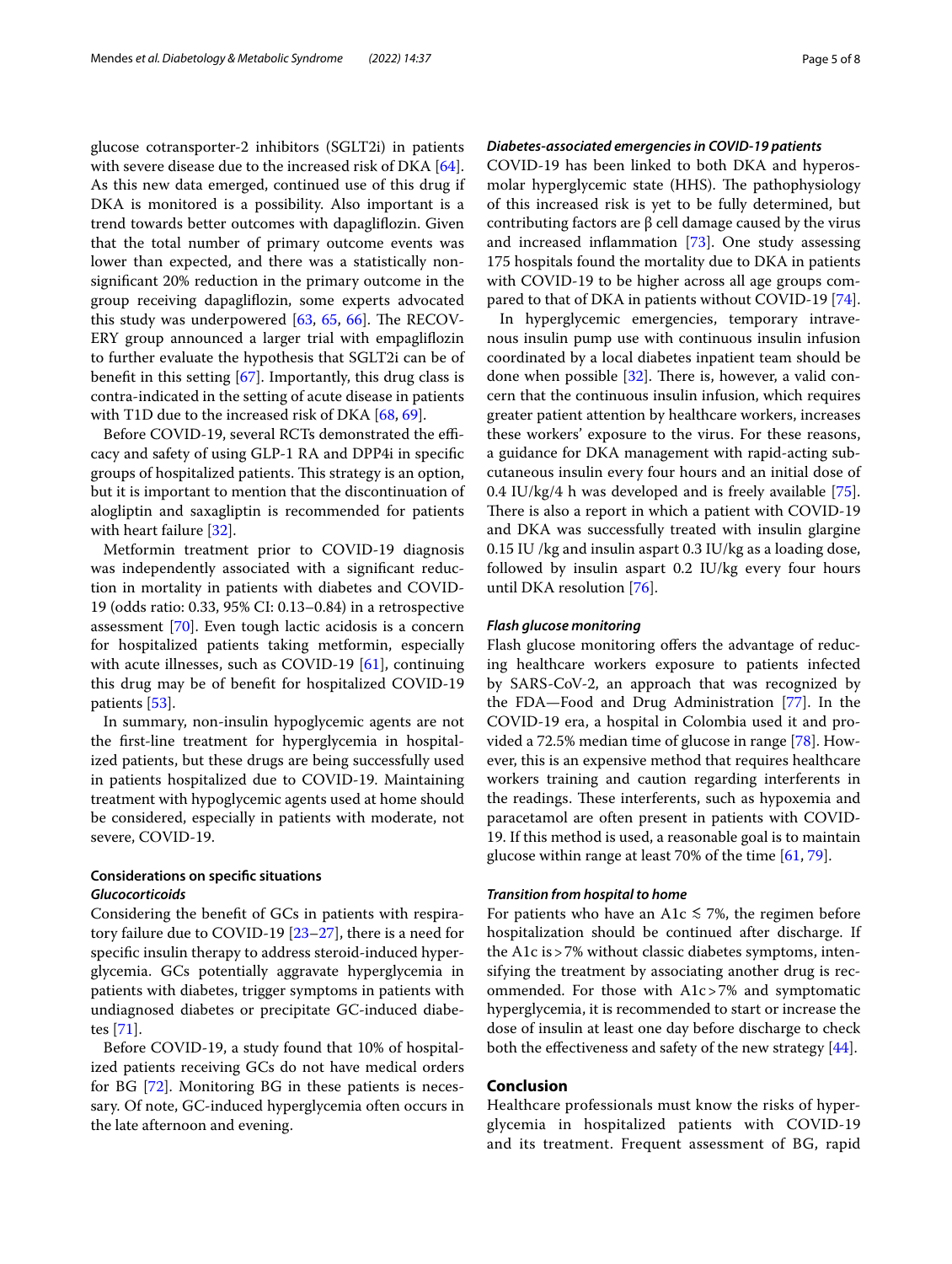glucose cotransporter-2 inhibitors (SGLT2i) in patients with severe disease due to the increased risk of DKA [64]. As this new data emerged, continued use of this drug if DKA is monitored is a possibility. Also important is a trend towards better outcomes with dapagliflozin. Given that the total number of primary outcome events was lower than expected, and there was a statistically non-significant 20% reduction in the primary outcome in the group receiving dapagliflozin, some experts advocated this study was underpowered [63, 65, 66]. The RECOVERY group announced a larger trial with empagliflozin to further evaluate the hypothesis that SGLT2i can be of benefit in this setting [67]. Importantly, this drug class is contra-indicated in the setting of acute disease in patients with T1D due to the increased risk of DKA [68, 69].

Before COVID-19, several RCTs demonstrated the efficacy and safety of using GLP-1 RA and DPP4i in specific groups of hospitalized patients. This strategy is an option, but it is important to mention that the discontinuation of alogliptin and saxagliptin is recommended for patients with heart failure [32].

Metformin treatment prior to COVID-19 diagnosis was independently associated with a significant reduction in mortality in patients with diabetes and COVID-19 (odds ratio: 0.33, 95% CI: 0.13–0.84) in a retrospective assessment [70]. Even tough lactic acidosis is a concern for hospitalized patients taking metformin, especially with acute illnesses, such as COVID-19 [61], continuing this drug may be of benefit for hospitalized COVID-19 patients [53].

In summary, non-insulin hypoglycemic agents are not the first-line treatment for hyperglycemia in hospitalized patients, but these drugs are being successfully used in patients hospitalized due to COVID-19. Maintaining treatment with hypoglycemic agents used at home should be considered, especially in patients with moderate, not severe, COVID-19.

## Considerations on specific situations

### *Glucocorticoids*

Considering the benefit of GCs in patients with respiratory failure due to COVID-19 [23–27], there is a need for specific insulin therapy to address steroid-induced hyperglycemia. GCs potentially aggravate hyperglycemia in patients with diabetes, trigger symptoms in patients with undiagnosed diabetes or precipitate GC-induced diabetes [71].

Before COVID-19, a study found that 10% of hospitalized patients receiving GCs do not have medical orders for BG [72]. Monitoring BG in these patients is necessary. Of note, GC-induced hyperglycemia often occurs in the late afternoon and evening.

### *Diabetes-associated emergencies in COVID-19 patients*

COVID-19 has been linked to both DKA and hyperosmolar hyperglycemic state (HHS). The pathophysiology of this increased risk is yet to be fully determined, but contributing factors are β cell damage caused by the virus and increased inflammation [73]. One study assessing 175 hospitals found the mortality due to DKA in patients with COVID-19 to be higher across all age groups compared to that of DKA in patients without COVID-19 [74].

In hyperglycemic emergencies, temporary intravenous insulin pump use with continuous insulin infusion coordinated by a local diabetes inpatient team should be done when possible [32]. There is, however, a valid concern that the continuous insulin infusion, which requires greater patient attention by healthcare workers, increases these workers' exposure to the virus. For these reasons, a guidance for DKA management with rapid-acting subcutaneous insulin every four hours and an initial dose of 0.4 IU/kg/4 h was developed and is freely available [75]. There is also a report in which a patient with COVID-19 and DKA was successfully treated with insulin glargine 0.15 IU /kg and insulin aspart 0.3 IU/kg as a loading dose, followed by insulin aspart 0.2 IU/kg every four hours until DKA resolution [76].

### *Flash glucose monitoring*

Flash glucose monitoring offers the advantage of reducing healthcare workers exposure to patients infected by SARS-CoV-2, an approach that was recognized by the FDA—Food and Drug Administration [77]. In the COVID-19 era, a hospital in Colombia used it and provided a 72.5% median time of glucose in range [78]. However, this is an expensive method that requires healthcare workers training and caution regarding interferents in the readings. These interferents, such as hypoxemia and paracetamol are often present in patients with COVID-19. If this method is used, a reasonable goal is to maintain glucose within range at least 70% of the time [61, 79].

### *Transition from hospital to home*

For patients who have an A1c ≲ 7%, the regimen before hospitalization should be continued after discharge. If the A1c is > 7% without classic diabetes symptoms, intensifying the treatment by associating another drug is recommended. For those with A1c > 7% and symptomatic hyperglycemia, it is recommended to start or increase the dose of insulin at least one day before discharge to check both the effectiveness and safety of the new strategy [44].

## Conclusion

Healthcare professionals must know the risks of hyperglycemia in hospitalized patients with COVID-19 and its treatment. Frequent assessment of BG, rapid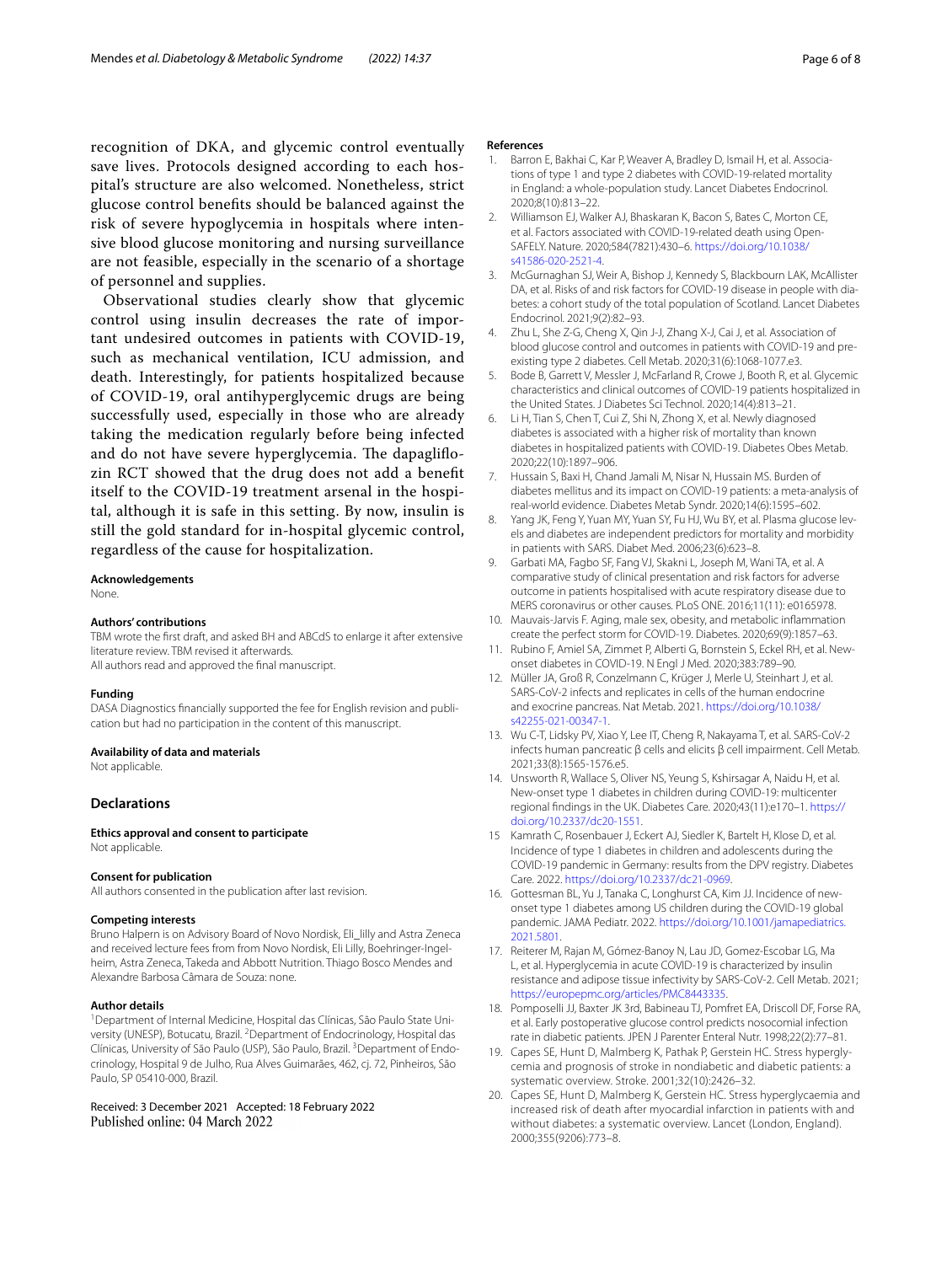recognition of DKA, and glycemic control eventually save lives. Protocols designed according to each hospital's structure are also welcomed. Nonetheless, strict glucose control benefits should be balanced against the risk of severe hypoglycemia in hospitals where intensive blood glucose monitoring and nursing surveillance are not feasible, especially in the scenario of a shortage of personnel and supplies.

Observational studies clearly show that glycemic control using insulin decreases the rate of important undesired outcomes in patients with COVID-19, such as mechanical ventilation, ICU admission, and death. Interestingly, for patients hospitalized because of COVID-19, oral antihyperglycemic drugs are being successfully used, especially in those who are already taking the medication regularly before being infected and do not have severe hyperglycemia. The dapagliflozin RCT showed that the drug does not add a benefit itself to the COVID-19 treatment arsenal in the hospital, although it is safe in this setting. By now, insulin is still the gold standard for in-hospital glycemic control, regardless of the cause for hospitalization.

#### Acknowledgements
None.

#### Authors' contributions
TBM wrote the first draft, and asked BH and ABCdS to enlarge it after extensive literature review. TBM revised it afterwards.
All authors read and approved the final manuscript.

#### Funding
DASA Diagnostics financially supported the fee for English revision and publication but had no participation in the content of this manuscript.

#### Availability of data and materials
Not applicable.

## Declarations

#### Ethics approval and consent to participate
Not applicable.

#### Consent for publication
All authors consented in the publication after last revision.

#### Competing interests
Bruno Halpern is on Advisory Board of Novo Nordisk, Eli_lilly and Astra Zeneca and received lecture fees from from Novo Nordisk, Eli Lilly, Boehringer-Ingelheim, Astra Zeneca, Takeda and Abbott Nutrition. Thiago Bosco Mendes and Alexandre Barbosa Câmara de Souza: none.

#### Author details
[1]Department of Internal Medicine, Hospital das Clínicas, São Paulo State University (UNESP), Botucatu, Brazil. [2]Department of Endocrinology, Hospital das Clínicas, University of São Paulo (USP), São Paulo, Brazil. [3]Department of Endocrinology, Hospital 9 de Julho, Rua Alves Guimarães, 462, cj. 72, Pinheiros, São Paulo, SP 05410-000, Brazil.

Received: 3 December 2021 Accepted: 18 February 2022
Published online: 04 March 2022

#### References
1. Barron E, Bakhai C, Kar P, Weaver A, Bradley D, Ismail H, et al. Associations of type 1 and type 2 diabetes with COVID-19-related mortality in England: a whole-population study. Lancet Diabetes Endocrinol. 2020;8(10):813–22.
2. Williamson EJ, Walker AJ, Bhaskaran K, Bacon S, Bates C, Morton CE, et al. Factors associated with COVID-19-related death using OpenSAFELY. Nature. 2020;584(7821):430–6. https://doi.org/10.1038/s41586-020-2521-4.
3. McGurnaghan SJ, Weir A, Bishop J, Kennedy S, Blackbourn LAK, McAllister DA, et al. Risks of and risk factors for COVID-19 disease in people with diabetes: a cohort study of the total population of Scotland. Lancet Diabetes Endocrinol. 2021;9(2):82–93.
4. Zhu L, She Z-G, Cheng X, Qin J-J, Zhang X-J, Cai J, et al. Association of blood glucose control and outcomes in patients with COVID-19 and pre-existing type 2 diabetes. Cell Metab. 2020;31(6):1068-1077.e3.
5. Bode B, Garrett V, Messler J, McFarland R, Crowe J, Booth R, et al. Glycemic characteristics and clinical outcomes of COVID-19 patients hospitalized in the United States. J Diabetes Sci Technol. 2020;14(4):813–21.
6. Li H, Tian S, Chen T, Cui Z, Shi N, Zhong X, et al. Newly diagnosed diabetes is associated with a higher risk of mortality than known diabetes in hospitalized patients with COVID-19. Diabetes Obes Metab. 2020;22(10):1897–906.
7. Hussain S, Baxi H, Chand Jamali M, Nisar N, Hussain MS. Burden of diabetes mellitus and its impact on COVID-19 patients: a meta-analysis of real-world evidence. Diabetes Metab Syndr. 2020;14(6):1595–602.
8. Yang JK, Feng Y, Yuan MY, Yuan SY, Fu HJ, Wu BY, et al. Plasma glucose levels and diabetes are independent predictors for mortality and morbidity in patients with SARS. Diabet Med. 2006;23(6):623–8.
9. Garbati MA, Fagbo SF, Fang VJ, Skakni L, Joseph M, Wani TA, et al. A comparative study of clinical presentation and risk factors for adverse outcome in patients hospitalised with acute respiratory disease due to MERS coronavirus or other causes. PLoS ONE. 2016;11(11): e0165978.
10. Mauvais-Jarvis F. Aging, male sex, obesity, and metabolic inflammation create the perfect storm for COVID-19. Diabetes. 2020;69(9):1857–63.
11. Rubino F, Amiel SA, Zimmet P, Alberti G, Bornstein S, Eckel RH, et al. New-onset diabetes in COVID-19. N Engl J Med. 2020;383:789–90.
12. Müller JA, Groß R, Conzelmann C, Krüger J, Merle U, Steinhart J, et al. SARS-CoV-2 infects and replicates in cells of the human endocrine and exocrine pancreas. Nat Metab. 2021. https://doi.org/10.1038/s42255-021-00347-1.
13. Wu C-T, Lidsky PV, Xiao Y, Lee IT, Cheng R, Nakayama T, et al. SARS-CoV-2 infects human pancreatic β cells and elicits β cell impairment. Cell Metab. 2021;33(8):1565-1576.e5.
14. Unsworth R, Wallace S, Oliver NS, Yeung S, Kshirsagar A, Naidu H, et al. New-onset type 1 diabetes in children during COVID-19: multicenter regional findings in the UK. Diabetes Care. 2020;43(11):e170–1. https://doi.org/10.2337/dc20-1551.
15. Kamrath C, Rosenbauer J, Eckert AJ, Siedler K, Bartelt H, Klose D, et al. Incidence of type 1 diabetes in children and adolescents during the COVID-19 pandemic in Germany: results from the DPV registry. Diabetes Care. 2022. https://doi.org/10.2337/dc21-0969.
16. Gottesman BL, Yu J, Tanaka C, Longhurst CA, Kim JJ. Incidence of new-onset type 1 diabetes among US children during the COVID-19 global pandemic. JAMA Pediatr. 2022. https://doi.org/10.1001/jamapediatrics.2021.5801.
17. Reiterer M, Rajan M, Gómez-Banoy N, Lau JD, Gomez-Escobar LG, Ma L, et al. Hyperglycemia in acute COVID-19 is characterized by insulin resistance and adipose tissue infectivity by SARS-CoV-2. Cell Metab. 2021; https://europepmc.org/articles/PMC8443335.
18. Pomposelli JJ, Baxter JK 3rd, Babineau TJ, Pomfret EA, Driscoll DF, Forse RA, et al. Early postoperative glucose control predicts nosocomial infection rate in diabetic patients. JPEN J Parenter Enteral Nutr. 1998;22(2):77–81.
19. Capes SE, Hunt D, Malmberg K, Pathak P, Gerstein HC. Stress hyperglycemia and prognosis of stroke in nondiabetic and diabetic patients: a systematic overview. Stroke. 2001;32(10):2426–32.
20. Capes SE, Hunt D, Malmberg K, Gerstein HC. Stress hyperglycaemia and increased risk of death after myocardial infarction in patients with and without diabetes: a systematic overview. Lancet (London, England). 2000;355(9206):773–8.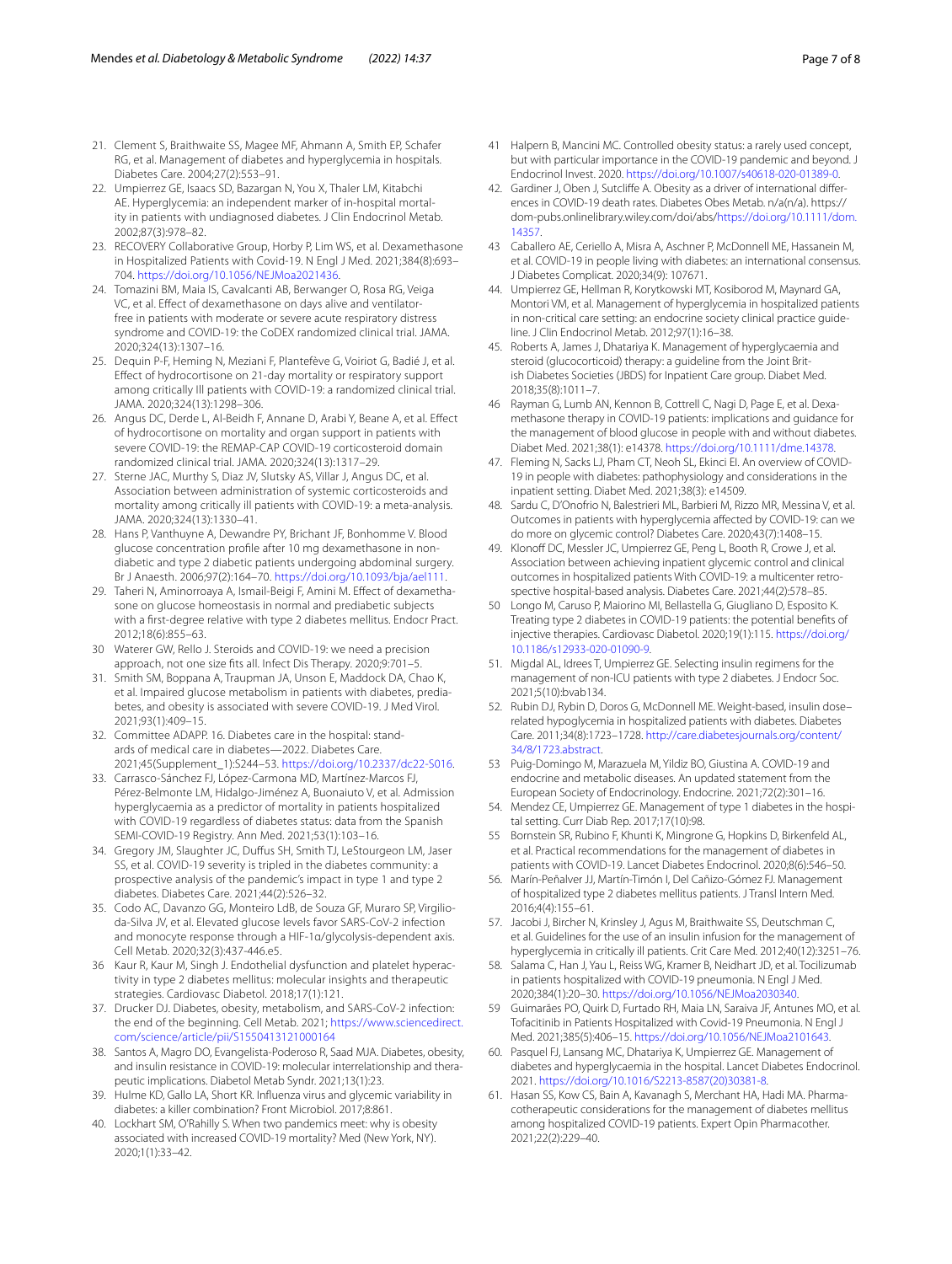21. Clement S, Braithwaite SS, Magee MF, Ahmann A, Smith EP, Schafer RG, et al. Management of diabetes and hyperglycemia in hospitals. Diabetes Care. 2004;27(2):553–91.
22. Umpierrez GE, Isaacs SD, Bazargan N, You X, Thaler LM, Kitabchi AE. Hyperglycemia: an independent marker of in-hospital mortality in patients with undiagnosed diabetes. J Clin Endocrinol Metab. 2002;87(3):978–82.
23. RECOVERY Collaborative Group, Horby P, Lim WS, et al. Dexamethasone in Hospitalized Patients with Covid-19. N Engl J Med. 2021;384(8):693–704. https://doi.org/10.1056/NEJMoa2021436.
24. Tomazini BM, Maia IS, Cavalcanti AB, Berwanger O, Rosa RG, Veiga VC, et al. Effect of dexamethasone on days alive and ventilator-free in patients with moderate or severe acute respiratory distress syndrome and COVID-19: the CoDEX randomized clinical trial. JAMA. 2020;324(13):1307–16.
25. Dequin P-F, Heming N, Meziani F, Plantefève G, Voiriot G, Badié J, et al. Effect of hydrocortisone on 21-day mortality or respiratory support among critically Ill patients with COVID-19: a randomized clinical trial. JAMA. 2020;324(13):1298–306.
26. Angus DC, Derde L, Al-Beidh F, Annane D, Arabi Y, Beane A, et al. Effect of hydrocortisone on mortality and organ support in patients with severe COVID-19: the REMAP-CAP COVID-19 corticosteroid domain randomized clinical trial. JAMA. 2020;324(13):1317–29.
27. Sterne JAC, Murthy S, Diaz JV, Slutsky AS, Villar J, Angus DC, et al. Association between administration of systemic corticosteroids and mortality among critically ill patients with COVID-19: a meta-analysis. JAMA. 2020;324(13):1330–41.
28. Hans P, Vanthuyne A, Dewandre PY, Brichant JF, Bonhomme V. Blood glucose concentration profile after 10 mg dexamethasone in non-diabetic and type 2 diabetic patients undergoing abdominal surgery. Br J Anaesth. 2006;97(2):164–70. https://doi.org/10.1093/bja/ael111.
29. Taheri N, Aminorroaya A, Ismail-Beigi F, Amini M. Effect of dexamethasone on glucose homeostasis in normal and prediabetic subjects with a first-degree relative with type 2 diabetes mellitus. Endocr Pract. 2012;18(6):855–63.
30 Waterer GW, Rello J. Steroids and COVID-19: we need a precision approach, not one size fits all. Infect Dis Therapy. 2020;9:701–5.
31. Smith SM, Boppana A, Traupman JA, Unson E, Maddock DA, Chao K, et al. Impaired glucose metabolism in patients with diabetes, prediabetes, and obesity is associated with severe COVID-19. J Med Virol. 2021;93(1):409–15.
32. Committee ADAPP. 16. Diabetes care in the hospital: standards of medical care in diabetes—2022. Diabetes Care. 2021;45(Supplement_1):S244–53. https://doi.org/10.2337/dc22-S016.
33. Carrasco-Sánchez FJ, López-Carmona MD, Martínez-Marcos FJ, Pérez-Belmonte LM, Hidalgo-Jiménez A, Buonaiuto V, et al. Admission hyperglycaemia as a predictor of mortality in patients hospitalized with COVID-19 regardless of diabetes status: data from the Spanish SEMI-COVID-19 Registry. Ann Med. 2021;53(1):103–16.
34. Gregory JM, Slaughter JC, Duffus SH, Smith TJ, LeStourgeon LM, Jaser SS, et al. COVID-19 severity is tripled in the diabetes community: a prospective analysis of the pandemic's impact in type 1 and type 2 diabetes. Diabetes Care. 2021;44(2):526–32.
35. Codo AC, Davanzo GG, Monteiro LdB, de Souza GF, Muraro SP, Virgilio-da-Silva JV, et al. Elevated glucose levels favor SARS-CoV-2 infection and monocyte response through a HIF-1α/glycolysis-dependent axis. Cell Metab. 2020;32(3):437-446.e5.
36 Kaur R, Kaur M, Singh J. Endothelial dysfunction and platelet hyperactivity in type 2 diabetes mellitus: molecular insights and therapeutic strategies. Cardiovasc Diabetol. 2018;17(1):121.
37. Drucker DJ. Diabetes, obesity, metabolism, and SARS-CoV-2 infection: the end of the beginning. Cell Metab. 2021; https://www.sciencedirect.com/science/article/pii/S1550413121000164
38. Santos A, Magro DO, Evangelista-Poderoso R, Saad MJA. Diabetes, obesity, and insulin resistance in COVID-19: molecular interrelationship and therapeutic implications. Diabetol Metab Syndr. 2021;13(1):23.
39. Hulme KD, Gallo LA, Short KR. Influenza virus and glycemic variability in diabetes: a killer combination? Front Microbiol. 2017;8:861.
40. Lockhart SM, O'Rahilly S. When two pandemics meet: why is obesity associated with increased COVID-19 mortality? Med (New York, NY). 2020;1(1):33–42.
41 Halpern B, Mancini MC. Controlled obesity status: a rarely used concept, but with particular importance in the COVID-19 pandemic and beyond. J Endocrinol Invest. 2020. https://doi.org/10.1007/s40618-020-01389-0.
42. Gardiner J, Oben J, Sutcliffe A. Obesity as a driver of international differences in COVID-19 death rates. Diabetes Obes Metab. n/a(n/a). https://dom-pubs.onlinelibrary.wiley.com/doi/abs/https://doi.org/10.1111/dom.14357.
43 Caballero AE, Ceriello A, Misra A, Aschner P, McDonnell ME, Hassanein M, et al. COVID-19 in people living with diabetes: an international consensus. J Diabetes Complicat. 2020;34(9): 107671.
44. Umpierrez GE, Hellman R, Korytkowski MT, Kosiborod M, Maynard GA, Montori VM, et al. Management of hyperglycemia in hospitalized patients in non-critical care setting: an endocrine society clinical practice guideline. J Clin Endocrinol Metab. 2012;97(1):16–38.
45. Roberts A, James J, Dhatariya K. Management of hyperglycaemia and steroid (glucocorticoid) therapy: a guideline from the Joint British Diabetes Societies (JBDS) for Inpatient Care group. Diabet Med. 2018;35(8):1011–7.
46 Rayman G, Lumb AN, Kennon B, Cottrell C, Nagi D, Page E, et al. Dexamethasone therapy in COVID-19 patients: implications and guidance for the management of blood glucose in people with and without diabetes. Diabet Med. 2021;38(1): e14378. https://doi.org/10.1111/dme.14378.
47. Fleming N, Sacks LJ, Pham CT, Neoh SL, Ekinci EI. An overview of COVID-19 in people with diabetes: pathophysiology and considerations in the inpatient setting. Diabet Med. 2021;38(3): e14509.
48. Sardu C, D'Onofrio N, Balestrieri ML, Barbieri M, Rizzo MR, Messina V, et al. Outcomes in patients with hyperglycemia affected by COVID-19: can we do more on glycemic control? Diabetes Care. 2020;43(7):1408–15.
49. Klonoff DC, Messler JC, Umpierrez GE, Peng L, Booth R, Crowe J, et al. Association between achieving inpatient glycemic control and clinical outcomes in hospitalized patients With COVID-19: a multicenter retrospective hospital-based analysis. Diabetes Care. 2021;44(2):578–85.
50 Longo M, Caruso P, Maiorino MI, Bellastella G, Giugliano D, Esposito K. Treating type 2 diabetes in COVID-19 patients: the potential benefits of injective therapies. Cardiovasc Diabetol. 2020;19(1):115. https://doi.org/10.1186/s12933-020-01090-9.
51. Migdal AL, Idrees T, Umpierrez GE. Selecting insulin regimens for the management of non-ICU patients with type 2 diabetes. J Endocr Soc. 2021;5(10):bvab134.
52. Rubin DJ, Rybin D, Doros G, McDonnell ME. Weight-based, insulin dose–related hypoglycemia in hospitalized patients with diabetes. Diabetes Care. 2011;34(8):1723–1728. http://care.diabetesjournals.org/content/34/8/1723.abstract.
53. Puig-Domingo M, Marazuela M, Yildiz BO, Giustina A. COVID-19 and endocrine and metabolic diseases. An updated statement from the European Society of Endocrinology. Endocrine. 2021;72(2):301–16.
54. Mendez CE, Umpierrez GE. Management of type 1 diabetes in the hospital setting. Curr Diab Rep. 2017;17(10):98.
55 Bornstein SR, Rubino F, Khunti K, Mingrone G, Hopkins D, Birkenfeld AL, et al. Practical recommendations for the management of diabetes in patients with COVID-19. Lancet Diabetes Endocrinol. 2020;8(6):546–50.
56. Marín-Peñalver JJ, Martín-Timón I, Del Cañizo-Gómez FJ. Management of hospitalized type 2 diabetes mellitus patients. J Transl Intern Med. 2016;4(4):155–61.
57. Jacobi J, Bircher N, Krinsley J, Agus M, Braithwaite SS, Deutschman C, et al. Guidelines for the use of an insulin infusion for the management of hyperglycemia in critically ill patients. Crit Care Med. 2012;40(12):3251–76.
58. Salama C, Han J, Yau L, Reiss WG, Kramer B, Neidhart JD, et al. Tocilizumab in patients hospitalized with COVID-19 pneumonia. N Engl J Med. 2020;384(1):20–30. https://doi.org/10.1056/NEJMoa2030340.
59 Guimarães PO, Quirk D, Furtado RH, Maia LN, Saraiva JF, Antunes MO, et al. Tofacitinib in Patients Hospitalized with Covid-19 Pneumonia. N Engl J Med. 2021;385(5):406–15. https://doi.org/10.1056/NEJMoa2101643.
60. Pasquel FJ, Lansang MC, Dhatariya K, Umpierrez GE. Management of diabetes and hyperglycaemia in the hospital. Lancet Diabetes Endocrinol. 2021. https://doi.org/10.1016/S2213-8587(20)30381-8.
61. Hasan SS, Kow CS, Bain A, Kavanagh S, Merchant HA, Hadi MA. Pharmacotherapeutic considerations for the management of diabetes mellitus among hospitalized COVID-19 patients. Expert Opin Pharmacother. 2021;22(2):229–40.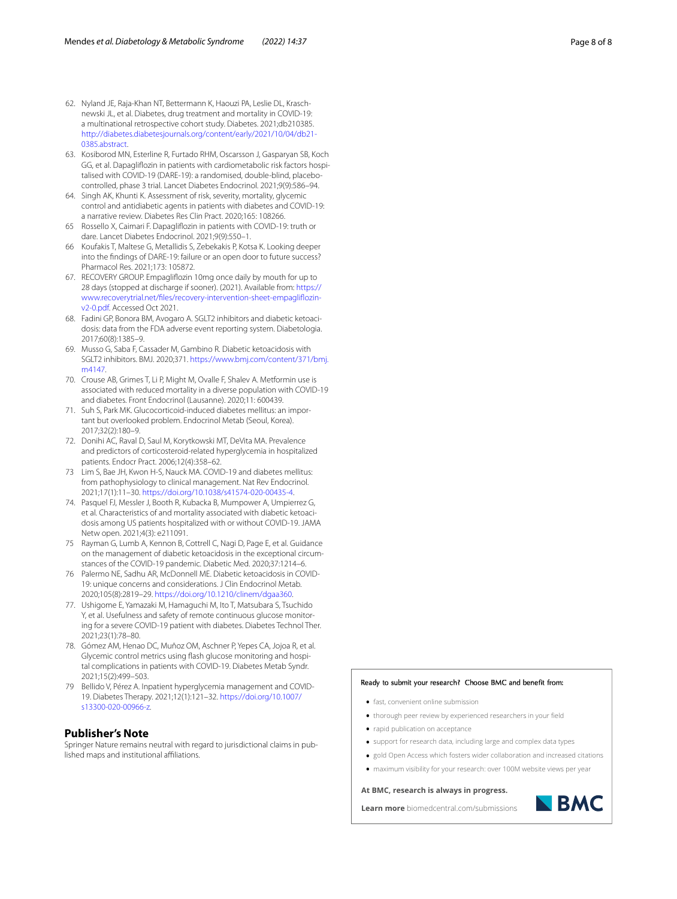62. Nyland JE, Raja-Khan NT, Bettermann K, Haouzi PA, Leslie DL, Kraschnewski JL, et al. Diabetes, drug treatment and mortality in COVID-19: a multinational retrospective cohort study. Diabetes. 2021;db210385. http://diabetes.diabetesjournals.org/content/early/2021/10/04/db21-0385.abstract.
63. Kosiborod MN, Esterline R, Furtado RHM, Oscarsson J, Gasparyan SB, Koch GG, et al. Dapagliflozin in patients with cardiometabolic risk factors hospitalised with COVID-19 (DARE-19): a randomised, double-blind, placebo-controlled, phase 3 trial. Lancet Diabetes Endocrinol. 2021;9(9):586–94.
64. Singh AK, Khunti K. Assessment of risk, severity, mortality, glycemic control and antidiabetic agents in patients with diabetes and COVID-19: a narrative review. Diabetes Res Clin Pract. 2020;165: 108266.
65 Rossello X, Caimari F. Dapagliflozin in patients with COVID-19: truth or dare. Lancet Diabetes Endocrinol. 2021;9(9):550–1.
66 Koufakis T, Maltese G, Metallidis S, Zebekakis P, Kotsa K. Looking deeper into the findings of DARE-19: failure or an open door to future success? Pharmacol Res. 2021;173: 105872.
67. RECOVERY GROUP. Empagliflozin 10mg once daily by mouth for up to 28 days (stopped at discharge if sooner). (2021). Available from: https://www.recoverytrial.net/files/recovery-intervention-sheet-empagliflozin-v2-0.pdf. Accessed Oct 2021.
68. Fadini GP, Bonora BM, Avogaro A. SGLT2 inhibitors and diabetic ketoacidosis: data from the FDA adverse event reporting system. Diabetologia. 2017;60(8):1385–9.
69. Musso G, Saba F, Cassader M, Gambino R. Diabetic ketoacidosis with SGLT2 inhibitors. BMJ. 2020;371. https://www.bmj.com/content/371/bmj.m4147.
70. Crouse AB, Grimes T, Li P, Might M, Ovalle F, Shalev A. Metformin use is associated with reduced mortality in a diverse population with COVID-19 and diabetes. Front Endocrinol (Lausanne). 2020;11: 600439.
71. Suh S, Park MK. Glucocorticoid-induced diabetes mellitus: an important but overlooked problem. Endocrinol Metab (Seoul, Korea). 2017;32(2):180–9.
72. Donihi AC, Raval D, Saul M, Korytkowski MT, DeVita MA. Prevalence and predictors of corticosteroid-related hyperglycemia in hospitalized patients. Endocr Pract. 2006;12(4):358–62.
73 Lim S, Bae JH, Kwon H-S, Nauck MA. COVID-19 and diabetes mellitus: from pathophysiology to clinical management. Nat Rev Endocrinol. 2021;17(1):11–30. https://doi.org/10.1038/s41574-020-00435-4.
74. Pasquel FJ, Messler J, Booth R, Kubacka B, Mumpower A, Umpierrez G, et al. Characteristics of and mortality associated with diabetic ketoacidosis among US patients hospitalized with or without COVID-19. JAMA Netw open. 2021;4(3): e211091.
75 Rayman G, Lumb A, Kennon B, Cottrell C, Nagi D, Page E, et al. Guidance on the management of diabetic ketoacidosis in the exceptional circumstances of the COVID-19 pandemic. Diabetic Med. 2020;37:1214–6.
76 Palermo NE, Sadhu AR, McDonnell ME. Diabetic ketoacidosis in COVID-19: unique concerns and considerations. J Clin Endocrinol Metab. 2020;105(8):2819–29. https://doi.org/10.1210/clinem/dgaa360.
77. Ushigome E, Yamazaki M, Hamaguchi M, Ito T, Matsubara S, Tsuchido Y, et al. Usefulness and safety of remote continuous glucose monitoring for a severe COVID-19 patient with diabetes. Diabetes Technol Ther. 2021;23(1):78–80.
78. Gómez AM, Henao DC, Muñoz OM, Aschner P, Yepes CA, Jojoa R, et al. Glycemic control metrics using flash glucose monitoring and hospital complications in patients with COVID-19. Diabetes Metab Syndr. 2021;15(2):499–503.
79 Bellido V, Pérez A. Inpatient hyperglycemia management and COVID-19. Diabetes Therapy. 2021;12(1):121–32. https://doi.org/10.1007/s13300-020-00966-z.

## Publisher's Note

Springer Nature remains neutral with regard to jurisdictional claims in published maps and institutional affiliations.

Ready to submit your research? Choose BMC and benefit from:

- fast, convenient online submission
- thorough peer review by experienced researchers in your field
- rapid publication on acceptance
- support for research data, including large and complex data types
- gold Open Access which fosters wider collaboration and increased citations
- maximum visibility for your research: over 100M website views per year

**At BMC, research is always in progress.**

**Learn more** biomedcentral.com/submissions

BMC